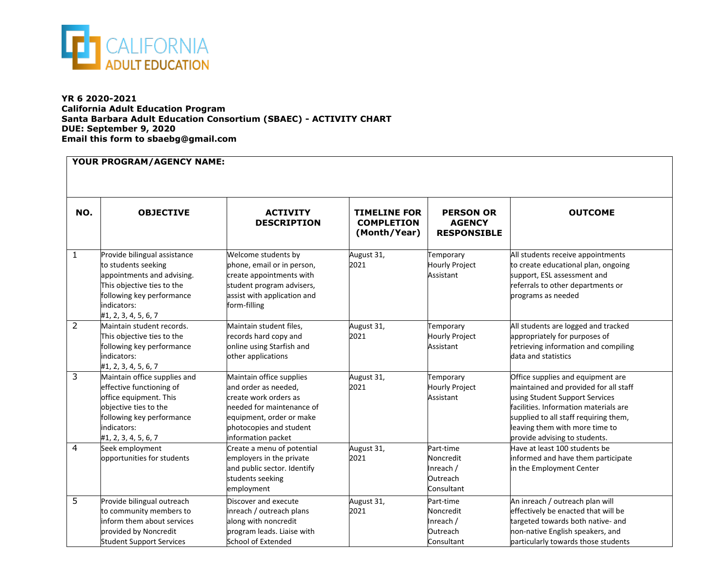**YR 6 2020-2021**
**California Adult Education Program**
**Santa Barbara Adult Education Consortium (SBAEC) - ACTIVITY CHART**
**DUE: September 9, 2020**
**Email this form to sbaebg@gmail.com**

**YOUR PROGRAM/AGENCY NAME:**

| NO. | OBJECTIVE | ACTIVITY DESCRIPTION | TIMELINE FOR COMPLETION (Month/Year) | PERSON OR AGENCY RESPONSIBLE | OUTCOME |
|---|---|---|---|---|---|
| 1 | Provide bilingual assistance to students seeking appointments and advising. This objective ties to the following key performance indicators: #1, 2, 3, 4, 5, 6, 7 | Welcome students by phone, email or in person, create appointments with student program advisers, assist with application and form-filling | August 31, 2021 | Temporary Hourly Project Assistant | All students receive appointments to create educational plan, ongoing support, ESL assessment and referrals to other departments or programs as needed |
| 2 | Maintain student records. This objective ties to the following key performance indicators: #1, 2, 3, 4, 5, 6, 7 | Maintain student files, records hard copy and online using Starfish and other applications | August 31, 2021 | Temporary Hourly Project Assistant | All students are logged and tracked appropriately for purposes of retrieving information and compiling data and statistics |
| 3 | Maintain office supplies and effective functioning of office equipment. This objective ties to the following key performance indicators: #1, 2, 3, 4, 5, 6, 7 | Maintain office supplies and order as needed, create work orders as needed for maintenance of equipment, order or make photocopies and student information packet | August 31, 2021 | Temporary Hourly Project Assistant | Office supplies and equipment are maintained and provided for all staff using Student Support Services facilities. Information materials are supplied to all staff requiring them, leaving them with more time to provide advising to students. |
| 4 | Seek employment opportunities for students | Create a menu of potential employers in the private and public sector. Identify students seeking employment | August 31, 2021 | Part-time Noncredit Inreach / Outreach Consultant | Have at least 100 students be informed and have them participate in the Employment Center |
| 5 | Provide bilingual outreach to community members to inform them about services provided by Noncredit Student Support Services | Discover and execute inreach / outreach plans along with noncredit program leads. Liaise with School of Extended | August 31, 2021 | Part-time Noncredit Inreach / Outreach Consultant | An inreach / outreach plan will effectively be enacted that will be targeted towards both native- and non-native English speakers, and particularly towards those students |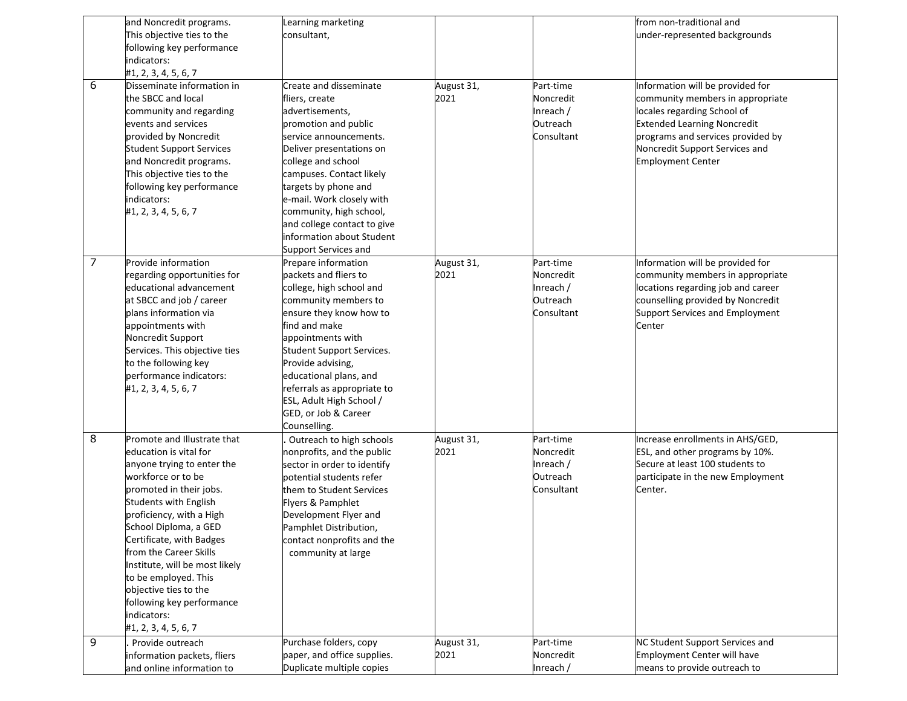| | | | | | |
|---|---|---|---|---|---|
| | and Noncredit programs. This objective ties to the following key performance indicators: #1, 2, 3, 4, 5, 6, 7 | Learning marketing consultant, | | | from non-traditional and under-represented backgrounds |
| 6 | Disseminate information in the SBCC and local community and regarding events and services provided by Noncredit Student Support Services and Noncredit programs. This objective ties to the following key performance indicators: #1, 2, 3, 4, 5, 6, 7 | Create and disseminate fliers, create advertisements, promotion and public service announcements. Deliver presentations on college and school campuses. Contact likely targets by phone and e-mail. Work closely with community, high school, and college contact to give information about Student Support Services and | August 31, 2021 | Part-time Noncredit Inreach / Outreach Consultant | Information will be provided for community members in appropriate locales regarding School of Extended Learning Noncredit programs and services provided by Noncredit Support Services and Employment Center |
| 7 | Provide information regarding opportunities for educational advancement at SBCC and job / career plans information via appointments with Noncredit Support Services. This objective ties to the following key performance indicators: #1, 2, 3, 4, 5, 6, 7 | Prepare information packets and fliers to college, high school and community members to ensure they know how to find and make appointments with Student Support Services. Provide advising, educational plans, and referrals as appropriate to ESL, Adult High School / GED, or Job & Career Counselling. | August 31, 2021 | Part-time Noncredit Inreach / Outreach Consultant | Information will be provided for community members in appropriate locations regarding job and career counselling provided by Noncredit Support Services and Employment Center |
| 8 | Promote and Illustrate that education is vital for anyone trying to enter the workforce or to be promoted in their jobs. Students with English proficiency, with a High School Diploma, a GED Certificate, with Badges from the Career Skills Institute, will be most likely to be employed. This objective ties to the following key performance indicators: #1, 2, 3, 4, 5, 6, 7 | . Outreach to high schools nonprofits, and the public sector in order to identify potential students refer them to Student Services Flyers & Pamphlet Development Flyer and Pamphlet Distribution, contact nonprofits and the community at large | August 31, 2021 | Part-time Noncredit Inreach / Outreach Consultant | Increase enrollments in AHS/GED, ESL, and other programs by 10%. Secure at least 100 students to participate in the new Employment Center. |
| 9 | . Provide outreach information packets, fliers and online information to | Purchase folders, copy paper, and office supplies. Duplicate multiple copies | August 31, 2021 | Part-time Noncredit Inreach / | NC Student Support Services and Employment Center will have means to provide outreach to |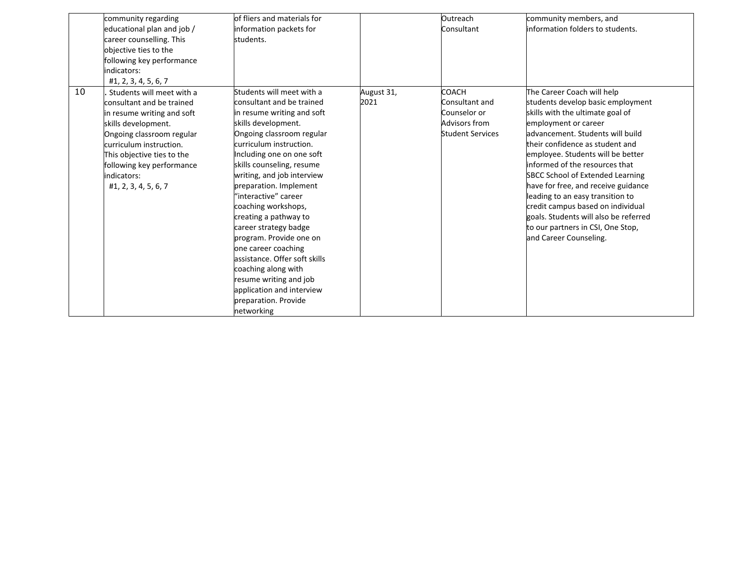| | | | | | |
|---|---|---|---|---|---|
| | community regarding educational plan and job / career counselling. This objective ties to the following key performance indicators: #1, 2, 3, 4, 5, 6, 7 | of fliers and materials for information packets for students. | | Outreach Consultant | community members, and information folders to students. |
| 10 | . Students will meet with a consultant and be trained in resume writing and soft skills development. Ongoing classroom regular curriculum instruction. This objective ties to the following key performance indicators: #1, 2, 3, 4, 5, 6, 7 | Students will meet with a consultant and be trained in resume writing and soft skills development. Ongoing classroom regular curriculum instruction. Including one on one soft skills counseling, resume writing, and job interview preparation. Implement "interactive" career coaching workshops, creating a pathway to career strategy badge program. Provide one on one career coaching assistance. Offer soft skills coaching along with resume writing and job application and interview preparation. Provide networking | August 31, 2021 | COACH Consultant and Counselor or Advisors from Student Services | The Career Coach will help students develop basic employment skills with the ultimate goal of employment or career advancement. Students will build their confidence as student and employee. Students will be better informed of the resources that SBCC School of Extended Learning have for free, and receive guidance leading to an easy transition to credit campus based on individual goals. Students will also be referred to our partners in CSI, One Stop, and Career Counseling. |